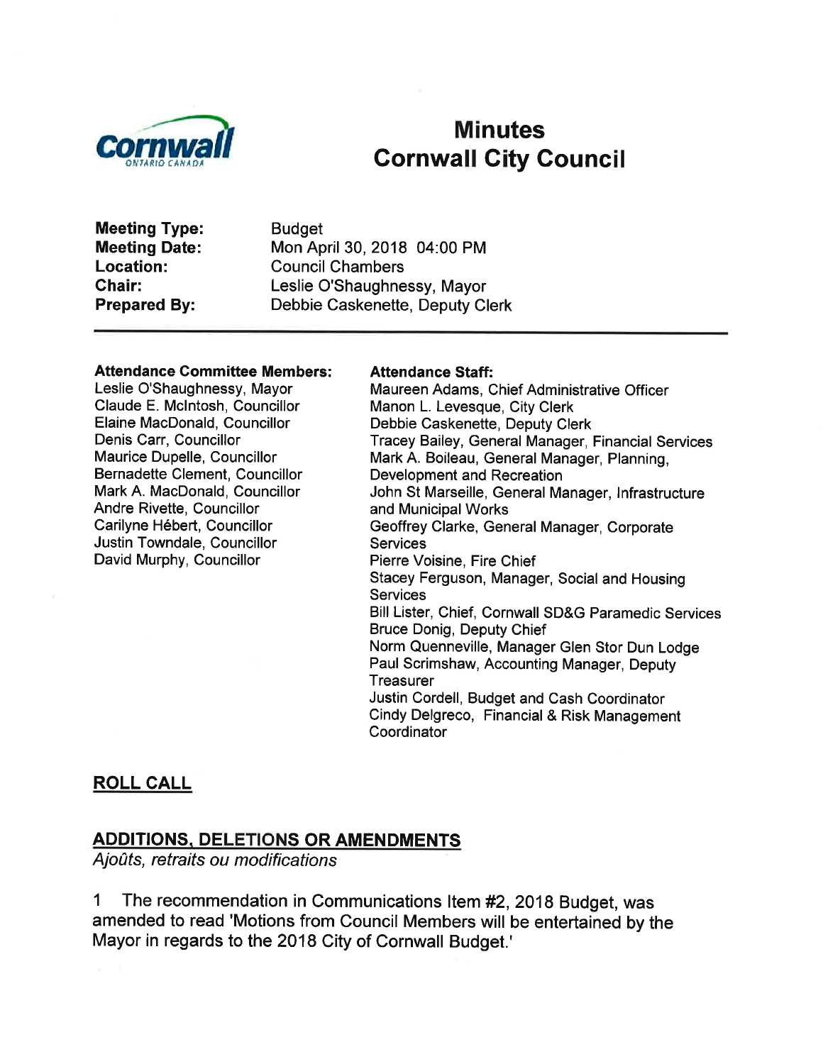# Minutes
# Cornwall City Council

**Meeting Type:** Budget
**Meeting Date:** Mon April 30, 2018 04:00 PM
**Location:** Council Chambers
**Chair:** Leslie O'Shaughnessy, Mayor
**Prepared By:** Debbie Caskenette, Deputy Clerk

---

**Attendance Committee Members:**
Leslie O'Shaughnessy, Mayor
Claude E. McIntosh, Councillor
Elaine MacDonald, Councillor
Denis Carr, Councillor
Maurice Dupelle, Councillor
Bernadette Clement, Councillor
Mark A. MacDonald, Councillor
Andre Rivette, Councillor
Carilyne Hébert, Councillor
Justin Towndale, Councillor
David Murphy, Councillor

**Attendance Staff:**
Maureen Adams, Chief Administrative Officer
Manon L. Levesque, City Clerk
Debbie Caskenette, Deputy Clerk
Tracey Bailey, General Manager, Financial Services
Mark A. Boileau, General Manager, Planning, Development and Recreation
John St Marseille, General Manager, Infrastructure and Municipal Works
Geoffrey Clarke, General Manager, Corporate Services
Pierre Voisine, Fire Chief
Stacey Ferguson, Manager, Social and Housing Services
Bill Lister, Chief, Cornwall SD&G Paramedic Services
Bruce Donig, Deputy Chief
Norm Quenneville, Manager Glen Stor Dun Lodge
Paul Scrimshaw, Accounting Manager, Deputy Treasurer
Justin Cordell, Budget and Cash Coordinator
Cindy Delgreco, Financial & Risk Management Coordinator

## ROLL CALL

## ADDITIONS, DELETIONS OR AMENDMENTS

*Ajoûts, retraits ou modifications*

1 The recommendation in Communications Item #2, 2018 Budget, was amended to read 'Motions from Council Members will be entertained by the Mayor in regards to the 2018 City of Cornwall Budget.'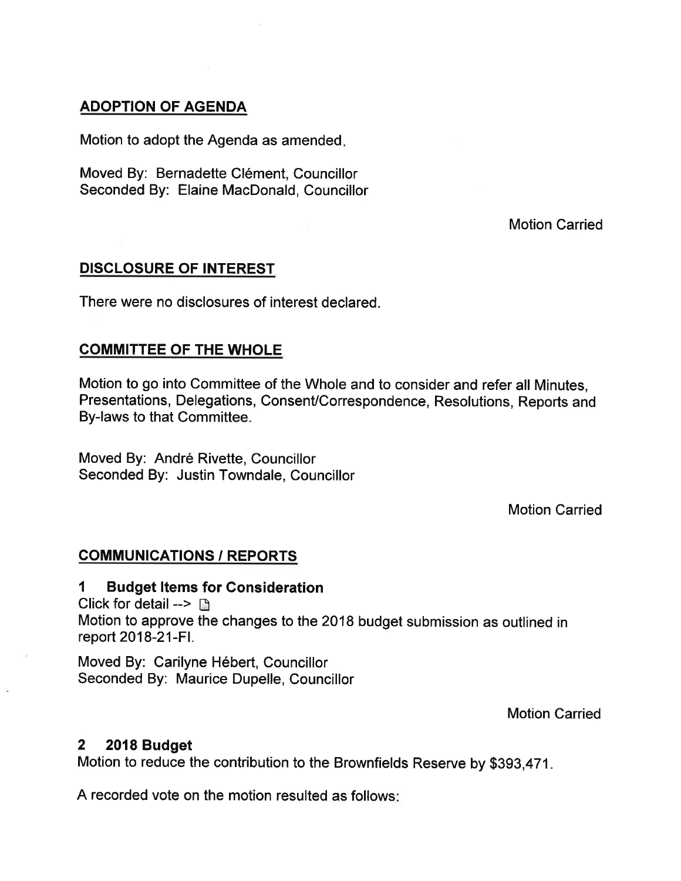## ADOPTION OF AGENDA

Motion to adopt the Agenda as amended.

Moved By: Bernadette Clément, Councillor
Seconded By: Elaine MacDonald, Councillor

Motion Carried

## DISCLOSURE OF INTEREST

There were no disclosures of interest declared.

## COMMITTEE OF THE WHOLE

Motion to go into Committee of the Whole and to consider and refer all Minutes, Presentations, Delegations, Consent/Correspondence, Resolutions, Reports and By-laws to that Committee.

Moved By: André Rivette, Councillor
Seconded By: Justin Towndale, Councillor

Motion Carried

## COMMUNICATIONS / REPORTS

### 1 Budget Items for Consideration

Click for detail -->

Motion to approve the changes to the 2018 budget submission as outlined in report 2018-21-FI.

Moved By: Carilyne Hébert, Councillor
Seconded By: Maurice Dupelle, Councillor

Motion Carried

### 2 2018 Budget

Motion to reduce the contribution to the Brownfields Reserve by $393,471.

A recorded vote on the motion resulted as follows: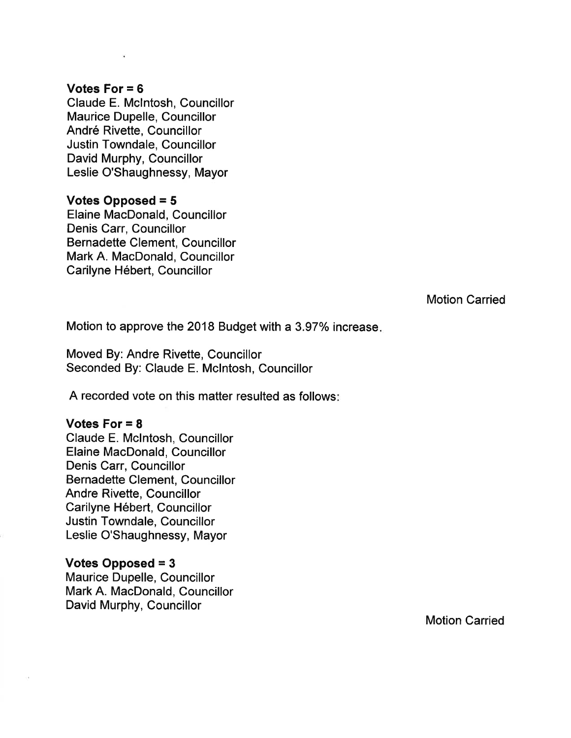**Votes For = 6**
Claude E. McIntosh, Councillor
Maurice Dupelle, Councillor
André Rivette, Councillor
Justin Towndale, Councillor
David Murphy, Councillor
Leslie O'Shaughnessy, Mayor

**Votes Opposed = 5**
Elaine MacDonald, Councillor
Denis Carr, Councillor
Bernadette Clement, Councillor
Mark A. MacDonald, Councillor
Carilyne Hébert, Councillor

Motion Carried

Motion to approve the 2018 Budget with a 3.97% increase.

Moved By: Andre Rivette, Councillor
Seconded By: Claude E. McIntosh, Councillor

A recorded vote on this matter resulted as follows:

**Votes For = 8**
Claude E. McIntosh, Councillor
Elaine MacDonald, Councillor
Denis Carr, Councillor
Bernadette Clement, Councillor
Andre Rivette, Councillor
Carilyne Hébert, Councillor
Justin Towndale, Councillor
Leslie O'Shaughnessy, Mayor

**Votes Opposed = 3**
Maurice Dupelle, Councillor
Mark A. MacDonald, Councillor
David Murphy, Councillor

Motion Carried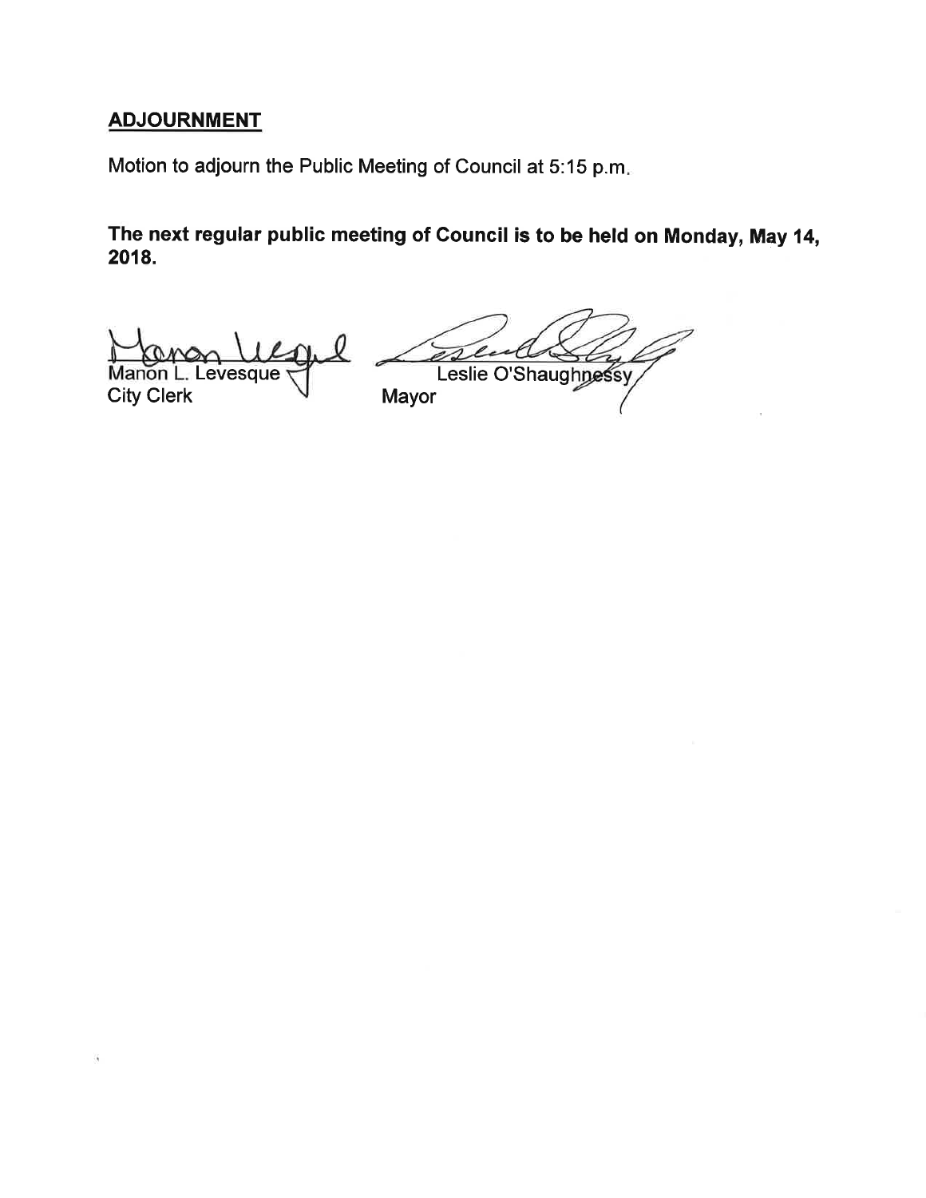**ADJOURNMENT**

Motion to adjourn the Public Meeting of Council at 5:15 p.m.

**The next regular public meeting of Council is to be held on Monday, May 14, 2018.**

Manon L. Levesque
City Clerk

Leslie O'Shaughnessy
Mayor